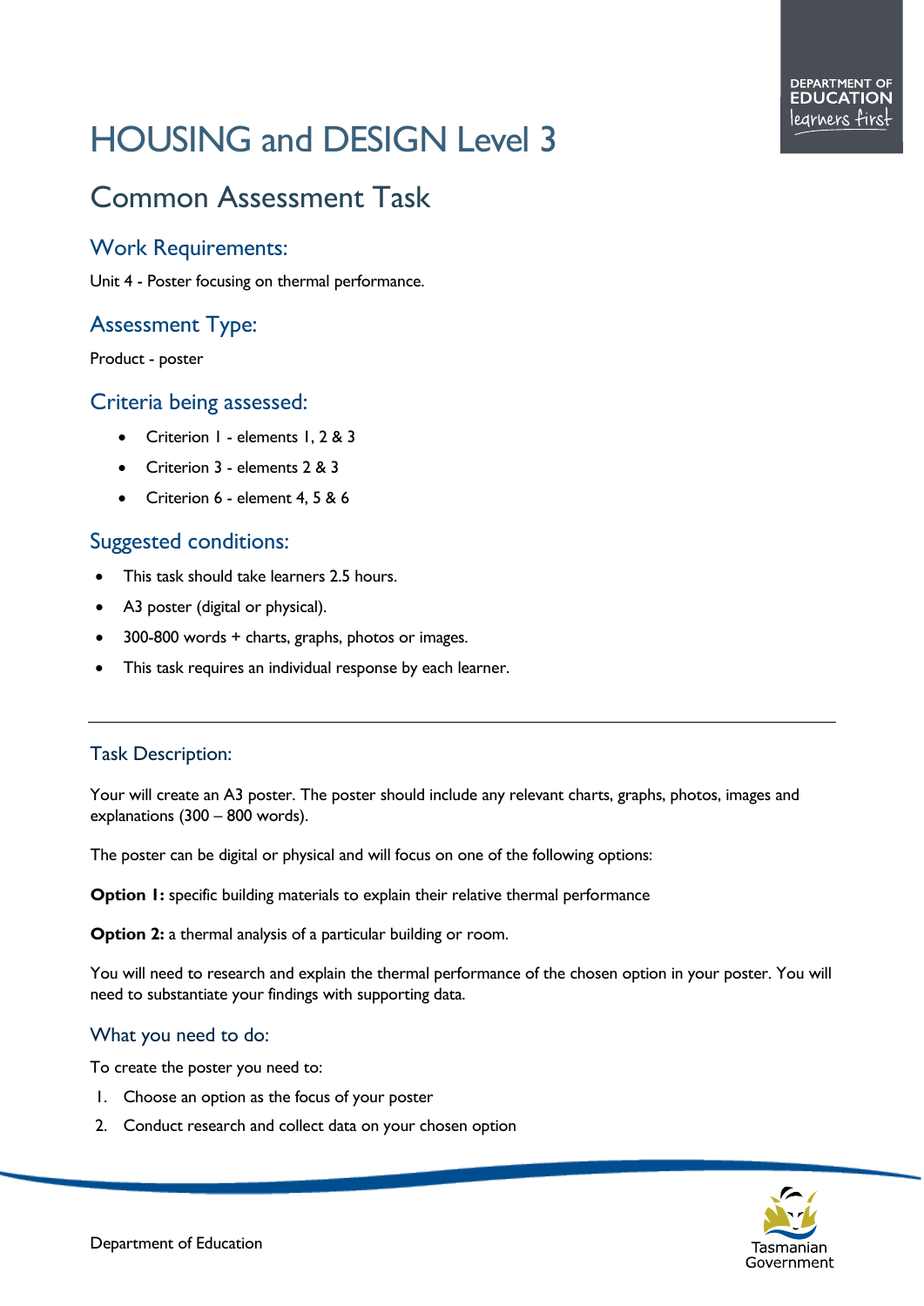# HOUSING and DESIGN Level 3

## Common Assessment Task

### Work Requirements:

Unit 4 - Poster focusing on thermal performance.

### Assessment Type:

Product - poster

### Criteria being assessed:

- Criterion 1 - elements 1, 2 & 3
- Criterion 3 - elements 2 & 3
- Criterion 6 - element 4, 5 & 6

### Suggested conditions:

- This task should take learners 2.5 hours.
- A3 poster (digital or physical).
- 300-800 words + charts, graphs, photos or images.
- This task requires an individual response by each learner.

---

### Task Description:

Your will create an A3 poster. The poster should include any relevant charts, graphs, photos, images and explanations (300 – 800 words).

The poster can be digital or physical and will focus on one of the following options:

**Option 1:** specific building materials to explain their relative thermal performance

**Option 2:** a thermal analysis of a particular building or room.

You will need to research and explain the thermal performance of the chosen option in your poster. You will need to substantiate your findings with supporting data.

### What you need to do:

To create the poster you need to:

1. Choose an option as the focus of your poster
2. Conduct research and collect data on your chosen option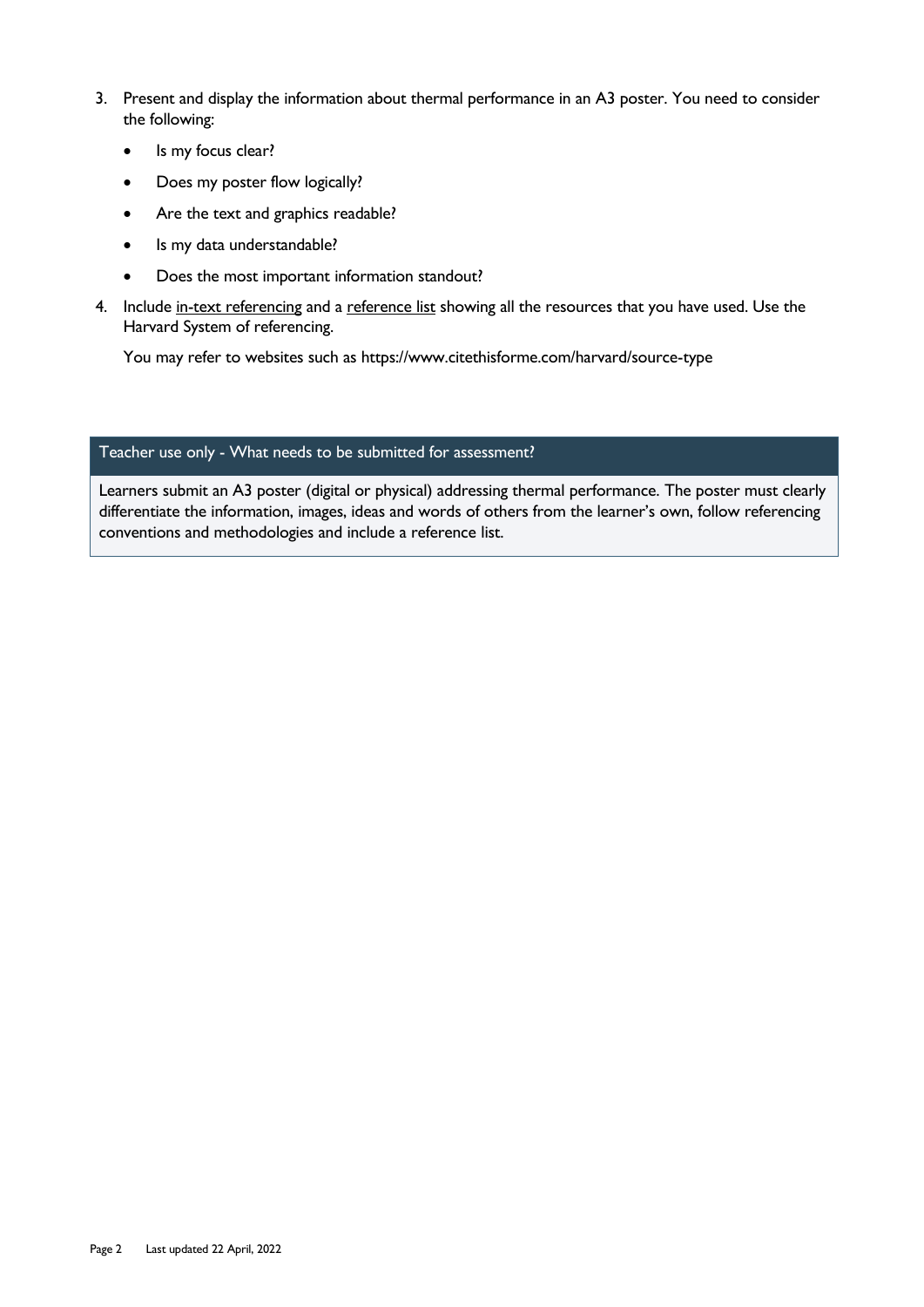3. Present and display the information about thermal performance in an A3 poster. You need to consider the following:

   - Is my focus clear?
   - Does my poster flow logically?
   - Are the text and graphics readable?
   - Is my data understandable?
   - Does the most important information standout?

4. Include in-text referencing and a reference list showing all the resources that you have used. Use the Harvard System of referencing.

   You may refer to websites such as https://www.citethisforme.com/harvard/source-type

### Teacher use only - What needs to be submitted for assessment?

Learners submit an A3 poster (digital or physical) addressing thermal performance. The poster must clearly differentiate the information, images, ideas and words of others from the learner's own, follow referencing conventions and methodologies and include a reference list.